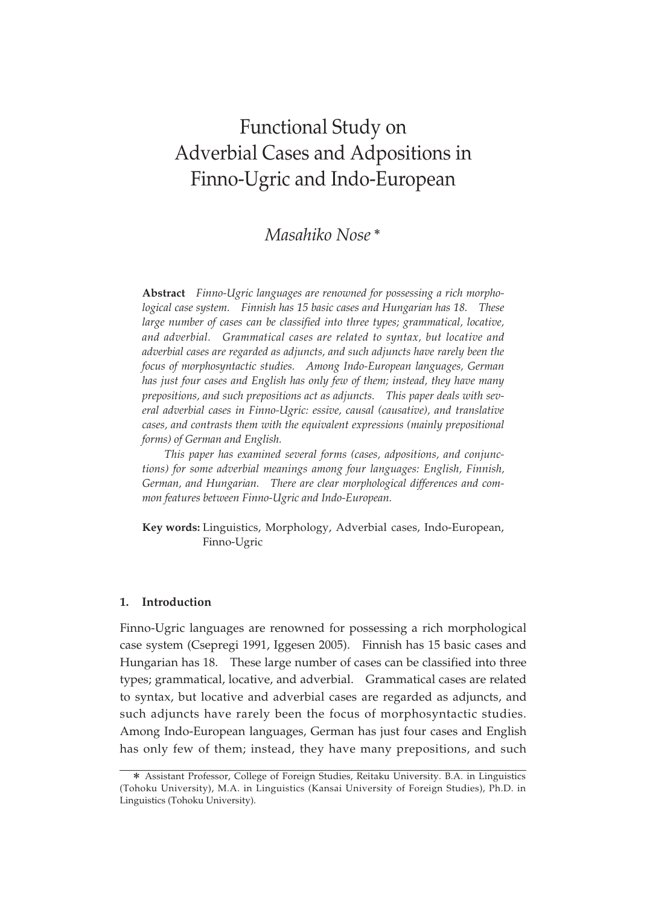# Functional Study on Adverbial Cases and Adpositions in Finno-Ugric and Indo-European

*Masahiko Nose* *

**Abstract** *Finno-Ugric languages are renowned for possessing a rich morphological case system. Finnish has 15 basic cases and Hungarian has 18. These large number of cases can be classified into three types; grammatical, locative, and adverbial. Grammatical cases are related to syntax, but locative and adverbial cases are regarded as adjuncts, and such adjuncts have rarely been the focus of morphosyntactic studies. Among Indo-European languages, German has just four cases and English has only few of them; instead, they have many prepositions, and such prepositions act as adjuncts. This paper deals with several adverbial cases in Finno-Ugric: essive, causal (causative), and translative cases, and contrasts them with the equivalent expressions (mainly prepositional forms) of German and English.*

*This paper has examined several forms (cases, adpositions, and conjunctions) for some adverbial meanings among four languages: English, Finnish, German, and Hungarian. There are clear morphological differences and common features between Finno-Ugric and Indo-European.*

**Key words:** Linguistics, Morphology, Adverbial cases, Indo-European, Finno-Ugric

## 1. Introduction

Finno-Ugric languages are renowned for possessing a rich morphological case system (Csepregi 1991, Iggesen 2005). Finnish has 15 basic cases and Hungarian has 18. These large number of cases can be classified into three types; grammatical, locative, and adverbial. Grammatical cases are related to syntax, but locative and adverbial cases are regarded as adjuncts, and such adjuncts have rarely been the focus of morphosyntactic studies. Among Indo-European languages, German has just four cases and English has only few of them; instead, they have many prepositions, and such

\* Assistant Professor, College of Foreign Studies, Reitaku University. B.A. in Linguistics (Tohoku University), M.A. in Linguistics (Kansai University of Foreign Studies), Ph.D. in Linguistics (Tohoku University).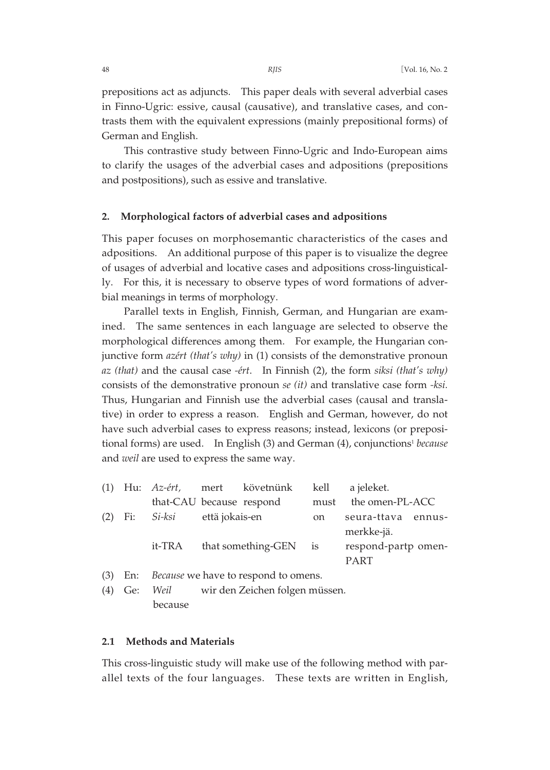prepositions act as adjuncts. This paper deals with several adverbial cases in Finno-Ugric: essive, causal (causative), and translative cases, and contrasts them with the equivalent expressions (mainly prepositional forms) of German and English.

This contrastive study between Finno-Ugric and Indo-European aims to clarify the usages of the adverbial cases and adpositions (prepositions and postpositions), such as essive and translative.

## 2. Morphological factors of adverbial cases and adpositions

This paper focuses on morphosemantic characteristics of the cases and adpositions. An additional purpose of this paper is to visualize the degree of usages of adverbial and locative cases and adpositions cross-linguistically. For this, it is necessary to observe types of word formations of adverbial meanings in terms of morphology.

Parallel texts in English, Finnish, German, and Hungarian are examined. The same sentences in each language are selected to observe the morphological differences among them. For example, the Hungarian conjunctive form *azért (that's why)* in (1) consists of the demonstrative pronoun *az (that)* and the causal case *-ért*. In Finnish (2), the form *siksi (that's why)* consists of the demonstrative pronoun *se (it)* and translative case form *-ksi*. Thus, Hungarian and Finnish use the adverbial cases (causal and translative) in order to express a reason. English and German, however, do not have such adverbial cases to express reasons; instead, lexicons (or prepositional forms) are used. In English (3) and German (4), conjunctions[1] *because* and *weil* are used to express the same way.

| | | | | | | |
|---|---|---|---|---|---|---|
| (1) | Hu: | *Az-ért,* | mert | követnünk | kell | a jeleket. |
| | | that-CAU | because | respond | must | the omen-PL-ACC |
| (2) | Fi: | *Si-ksi* | että jokais-en | | on | seura-ttava ennus-merkke-jä. |
| | | it-TRA | that something-GEN | | is | respond-partp omen-PART |
| (3) | En: | *Because* we have to respond to omens. | | | | |
| (4) | Ge: | *Weil* | wir den Zeichen folgen müssen. | | | |
| | | because | | | | |

### 2.1 Methods and Materials

This cross-linguistic study will make use of the following method with parallel texts of the four languages. These texts are written in English,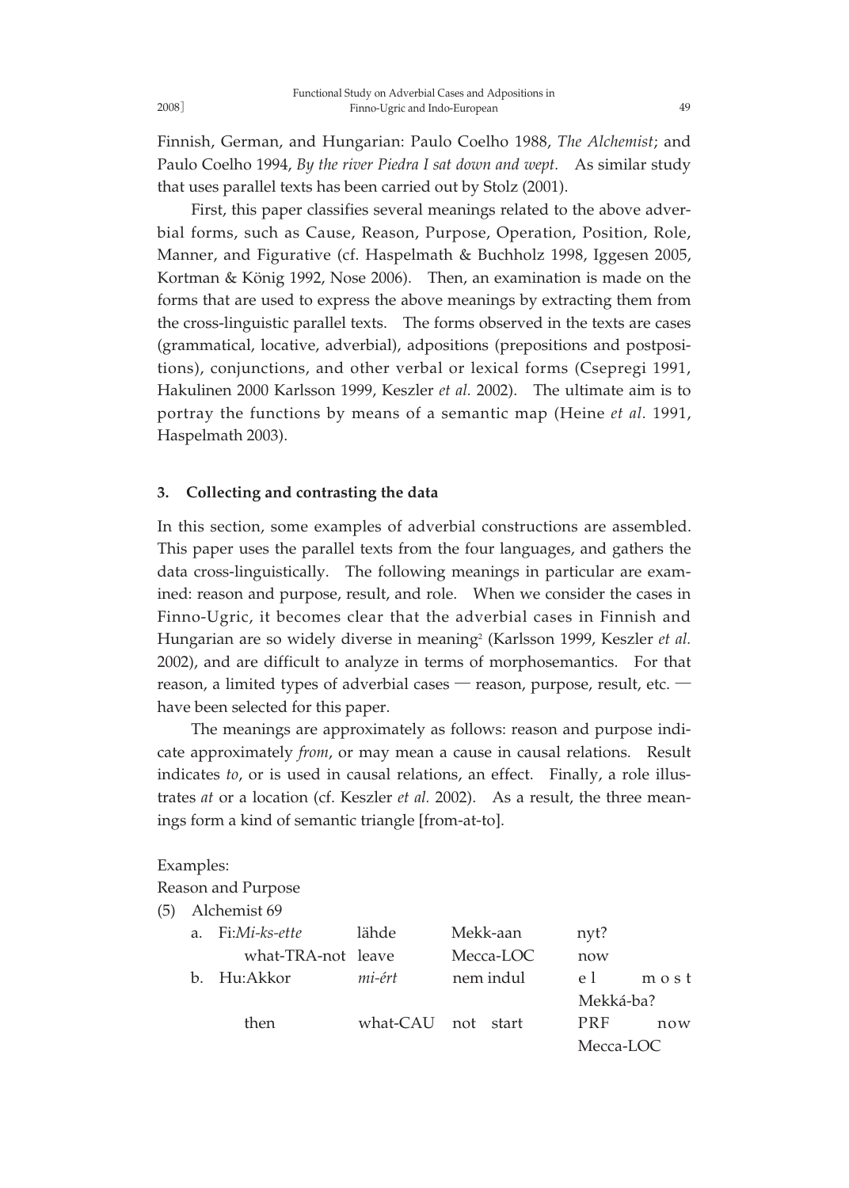Finnish, German, and Hungarian: Paulo Coelho 1988, *The Alchemist*; and Paulo Coelho 1994, *By the river Piedra I sat down and wept.* As similar study that uses parallel texts has been carried out by Stolz (2001).

First, this paper classifies several meanings related to the above adverbial forms, such as Cause, Reason, Purpose, Operation, Position, Role, Manner, and Figurative (cf. Haspelmath & Buchholz 1998, Iggesen 2005, Kortman & König 1992, Nose 2006). Then, an examination is made on the forms that are used to express the above meanings by extracting them from the cross-linguistic parallel texts. The forms observed in the texts are cases (grammatical, locative, adverbial), adpositions (prepositions and postpositions), conjunctions, and other verbal or lexical forms (Csepregi 1991, Hakulinen 2000 Karlsson 1999, Keszler *et al.* 2002). The ultimate aim is to portray the functions by means of a semantic map (Heine *et al.* 1991, Haspelmath 2003).

## 3. Collecting and contrasting the data

In this section, some examples of adverbial constructions are assembled. This paper uses the parallel texts from the four languages, and gathers the data cross-linguistically. The following meanings in particular are examined: reason and purpose, result, and role. When we consider the cases in Finno-Ugric, it becomes clear that the adverbial cases in Finnish and Hungarian are so widely diverse in meaning[2] (Karlsson 1999, Keszler *et al.* 2002), and are difficult to analyze in terms of morphosemantics. For that reason, a limited types of adverbial cases — reason, purpose, result, etc. — have been selected for this paper.

The meanings are approximately as follows: reason and purpose indicate approximately *from*, or may mean a cause in causal relations. Result indicates *to*, or is used in causal relations, an effect. Finally, a role illustrates *at* or a location (cf. Keszler *et al.* 2002). As a result, the three meanings form a kind of semantic triangle [from-at-to].

Examples:

Reason and Purpose

(5) Alchemist 69

| | | | | |
|---|---|---|---|---|
| a. | Fi:*Mi-ks-ette* | lähde | Mekk-aan | nyt? |
| | what-TRA-not | leave | Mecca-LOC | now |
| b. | Hu:Akkor | *mi-ért* | nem indul | el most Mekká-ba? |
| | then | what-CAU | not start | PRF now Mecca-LOC |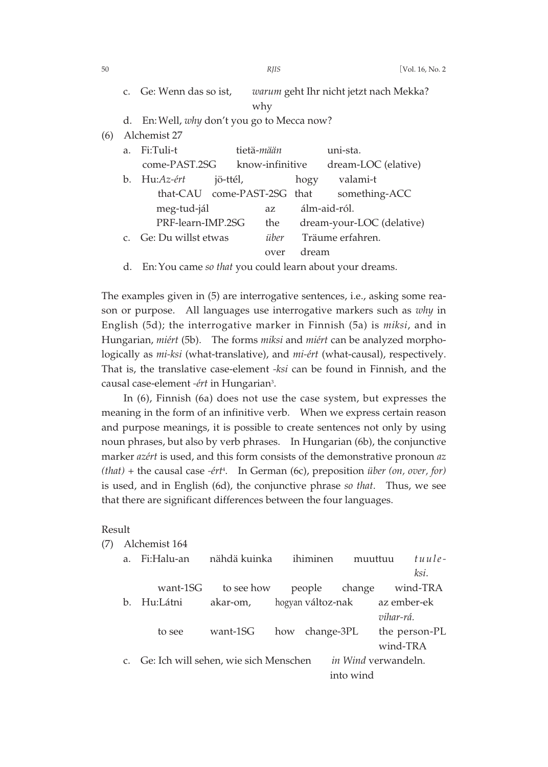c. Ge: Wenn das so ist, *warum* geht Ihr nicht jetzt nach Mekka?
   why

d. En: Well, *why* don't you go to Mecca now?

(6) Alchemist 27

a. Fi: Tuli-t tietä-*mään* uni-sta.
   come-PAST.2SG know-infinitive dream-LOC (elative)

b. Hu: *Az-ért* jö-ttél, hogy valami-t
   that-CAU come-PAST-2SG that something-ACC
   meg-tud-jál az álm-aid-ról.
   PRF-learn-IMP.2SG the dream-your-LOC (delative)

c. Ge: Du willst etwas *über* Träume erfahren.
   over dream

d. En: You came *so that* you could learn about your dreams.

The examples given in (5) are interrogative sentences, i.e., asking some reason or purpose. All languages use interrogative markers such as *why* in English (5d); the interrogative marker in Finnish (5a) is *miksi*, and in Hungarian, *miért* (5b). The forms *miksi* and *miért* can be analyzed morphologically as *mi-ksi* (what-translative), and *mi-ért* (what-causal), respectively. That is, the translative case-element *-ksi* can be found in Finnish, and the causal case-element *-ért* in Hungarian[3].

In (6), Finnish (6a) does not use the case system, but expresses the meaning in the form of an infinitive verb. When we express certain reason and purpose meanings, it is possible to create sentences not only by using noun phrases, but also by verb phrases. In Hungarian (6b), the conjunctive marker *azért* is used, and this form consists of the demonstrative pronoun *az (that)* + the causal case *-ért*[4]. In German (6c), preposition *über (on, over, for)* is used, and in English (6d), the conjunctive phrase *so that*. Thus, we see that there are significant differences between the four languages.

Result

(7) Alchemist 164

a. Fi: Halu-an nähdä kuinka ihiminen muuttuu *tuule-ksi*.
   want-1SG to see how people change wind-TRA

b. Hu: Látni akar-om, hogyan változ-nak az ember-ek *vihar-rá.*
   to see want-1SG how change-3PL the person-PL wind-TRA

c. Ge: Ich will sehen, wie sich Menschen *in Wind* verwandeln.
   into wind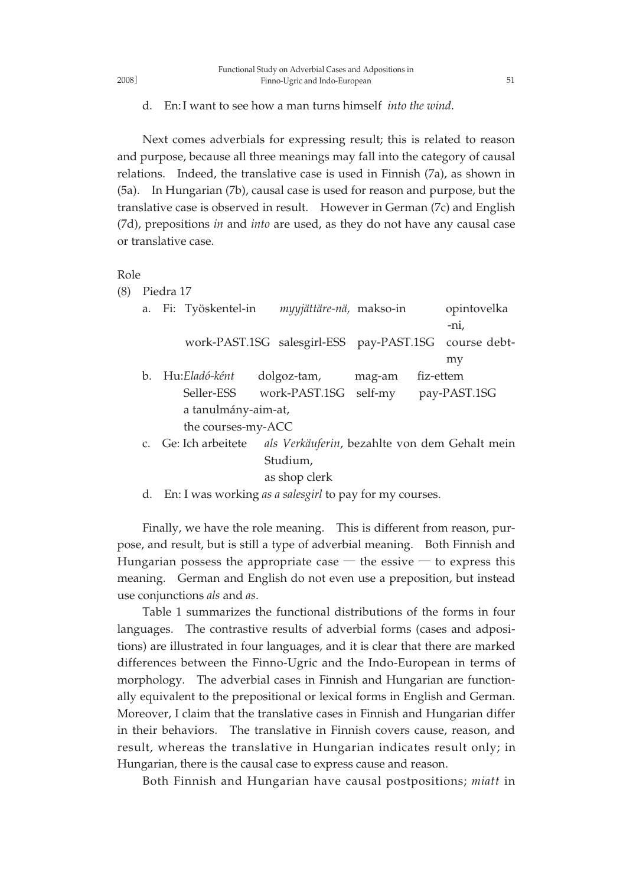d. En: I want to see how a man turns himself *into the wind*.

Next comes adverbials for expressing result; this is related to reason and purpose, because all three meanings may fall into the category of causal relations. Indeed, the translative case is used in Finnish (7a), as shown in (5a). In Hungarian (7b), causal case is used for reason and purpose, but the translative case is observed in result. However in German (7c) and English (7d), prepositions *in* and *into* are used, as they do not have any causal case or translative case.

Role

(8) Piedra 17

a. Fi: Työskentel-in *myyjättäre-nä,* makso-in opintovelka-ni,
work-PAST.1SG salesgirl-ESS pay-PAST.1SG course debt-my

b. Hu: *Eladó-ként* dolgoz-tam, mag-am fiz-ettem a tanulmány-aim-at,
Seller-ESS work-PAST.1SG self-my pay-PAST.1SG the courses-my-ACC

c. Ge: Ich arbeitete *als Verkäuferin*, bezahlte von dem Gehalt mein Studium,
as shop clerk

d. En: I was working *as a salesgirl* to pay for my courses.

Finally, we have the role meaning. This is different from reason, purpose, and result, but is still a type of adverbial meaning. Both Finnish and Hungarian possess the appropriate case — the essive — to express this meaning. German and English do not even use a preposition, but instead use conjunctions *als* and *as*.

Table 1 summarizes the functional distributions of the forms in four languages. The contrastive results of adverbial forms (cases and adpositions) are illustrated in four languages, and it is clear that there are marked differences between the Finno-Ugric and the Indo-European in terms of morphology. The adverbial cases in Finnish and Hungarian are functionally equivalent to the prepositional or lexical forms in English and German. Moreover, I claim that the translative cases in Finnish and Hungarian differ in their behaviors. The translative in Finnish covers cause, reason, and result, whereas the translative in Hungarian indicates result only; in Hungarian, there is the causal case to express cause and reason.

Both Finnish and Hungarian have causal postpositions; *miatt* in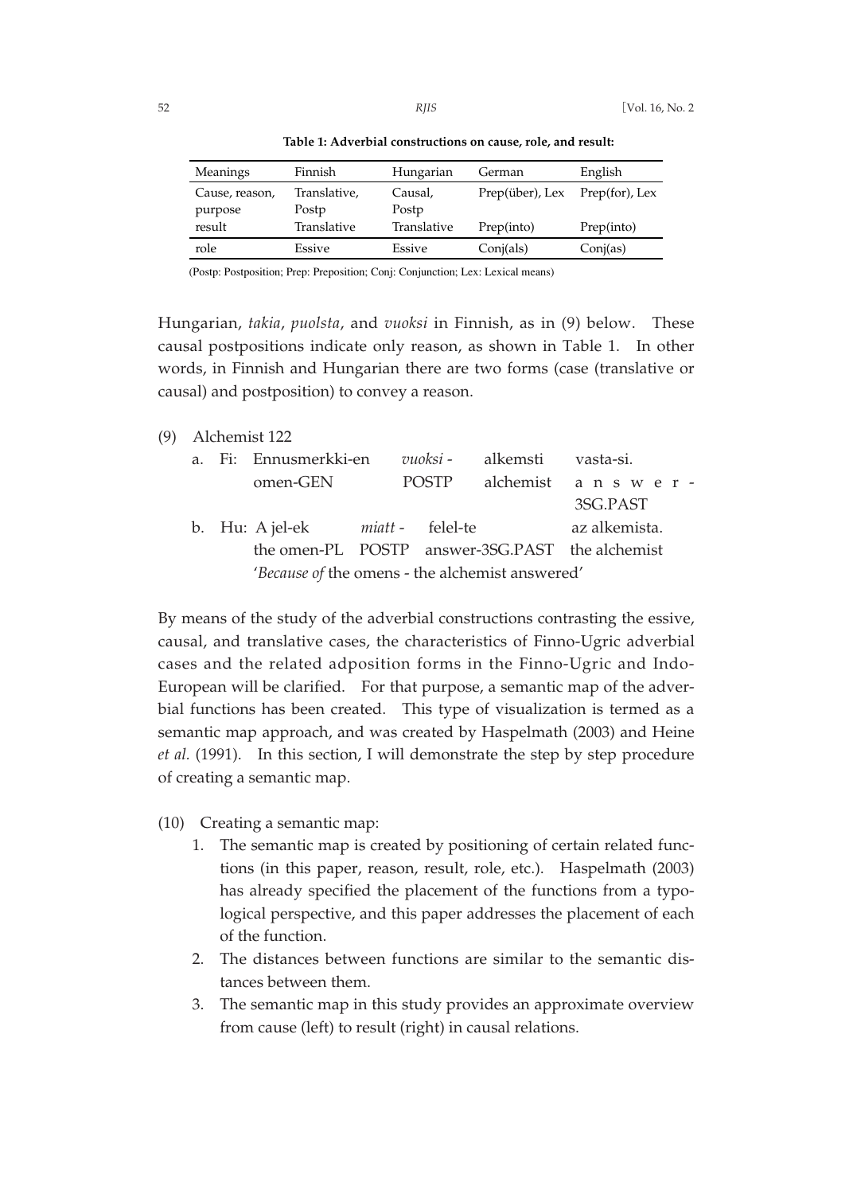**Table 1: Adverbial constructions on cause, role, and result:**

| Meanings | Finnish | Hungarian | German | English |
|---|---|---|---|---|
| Cause, reason, purpose | Translative, Postp | Causal, Postp | Prep(über), Lex | Prep(for), Lex |
| result | Translative | Translative | Prep(into) | Prep(into) |
| role | Essive | Essive | Conj(als) | Conj(as) |

(Postp: Postposition; Prep: Preposition; Conj: Conjunction; Lex: Lexical means)

Hungarian, *takia*, *puolsta*, and *vuoksi* in Finnish, as in (9) below. These causal postpositions indicate only reason, as shown in Table 1. In other words, in Finnish and Hungarian there are two forms (case (translative or causal) and postposition) to convey a reason.

(9) Alchemist 122

a. Fi: Ennusmerkki-en *vuoksi* - alkemsti vasta-si.
omen-GEN POSTP alchemist answer-3SG.PAST

b. Hu: A jel-ek *miatt* - felel-te az alkemista.
the omen-PL POSTP answer-3SG.PAST the alchemist

'*Because of* the omens - the alchemist answered'

By means of the study of the adverbial constructions contrasting the essive, causal, and translative cases, the characteristics of Finno-Ugric adverbial cases and the related adposition forms in the Finno-Ugric and Indo-European will be clarified. For that purpose, a semantic map of the adverbial functions has been created. This type of visualization is termed as a semantic map approach, and was created by Haspelmath (2003) and Heine *et al.* (1991). In this section, I will demonstrate the step by step procedure of creating a semantic map.

(10) Creating a semantic map:

1. The semantic map is created by positioning of certain related functions (in this paper, reason, result, role, etc.). Haspelmath (2003) has already specified the placement of the functions from a typological perspective, and this paper addresses the placement of each of the function.
2. The distances between functions are similar to the semantic distances between them.
3. The semantic map in this study provides an approximate overview from cause (left) to result (right) in causal relations.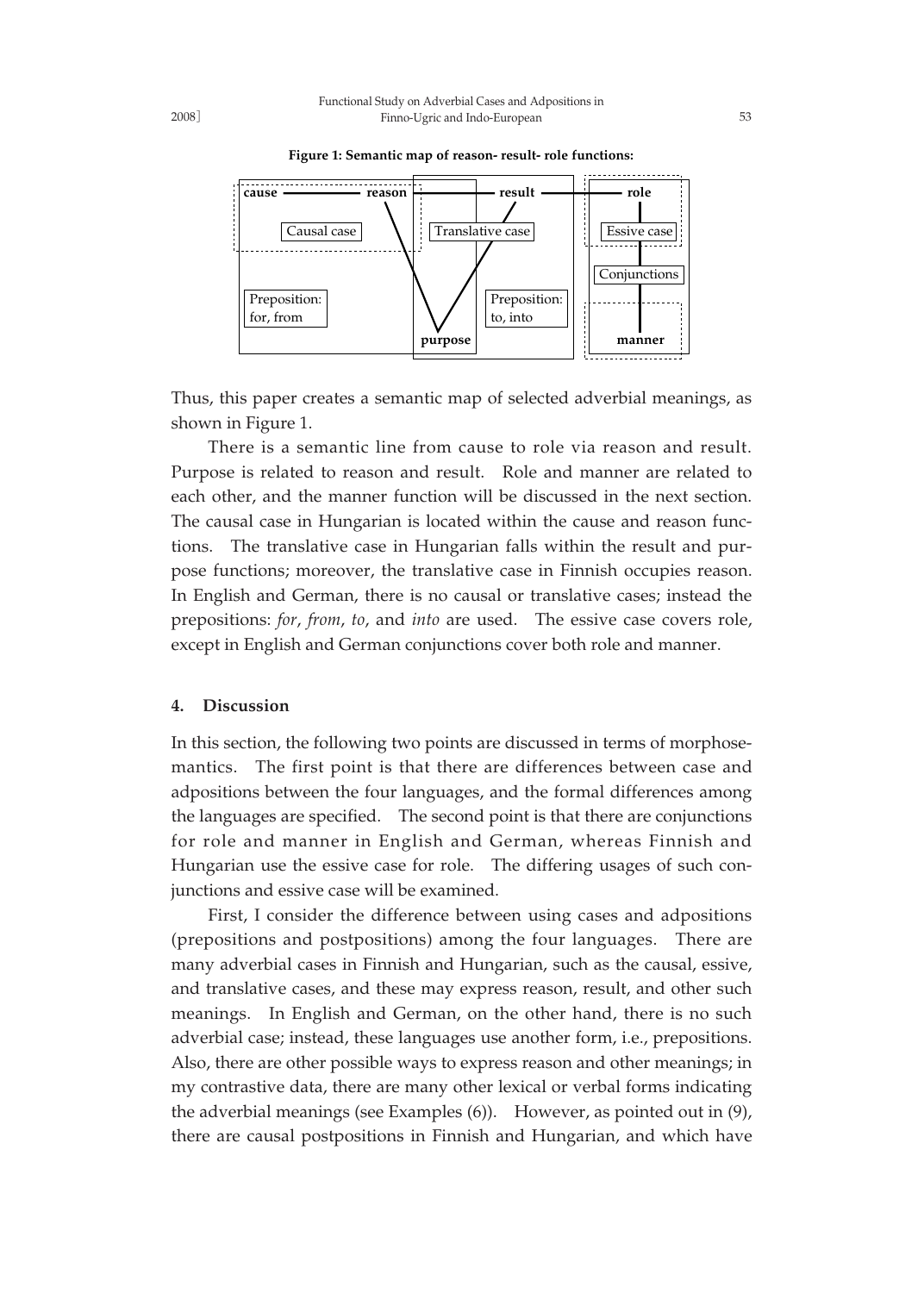**Figure 1: Semantic map of reason- result- role functions:**

Thus, this paper creates a semantic map of selected adverbial meanings, as shown in Figure 1.

There is a semantic line from cause to role via reason and result. Purpose is related to reason and result. Role and manner are related to each other, and the manner function will be discussed in the next section. The causal case in Hungarian is located within the cause and reason functions. The translative case in Hungarian falls within the result and purpose functions; moreover, the translative case in Finnish occupies reason. In English and German, there is no causal or translative cases; instead the prepositions: *for*, *from*, *to*, and *into* are used. The essive case covers role, except in English and German conjunctions cover both role and manner.

## 4. Discussion

In this section, the following two points are discussed in terms of morphosemantics. The first point is that there are differences between case and adpositions between the four languages, and the formal differences among the languages are specified. The second point is that there are conjunctions for role and manner in English and German, whereas Finnish and Hungarian use the essive case for role. The differing usages of such conjunctions and essive case will be examined.

First, I consider the difference between using cases and adpositions (prepositions and postpositions) among the four languages. There are many adverbial cases in Finnish and Hungarian, such as the causal, essive, and translative cases, and these may express reason, result, and other such meanings. In English and German, on the other hand, there is no such adverbial case; instead, these languages use another form, i.e., prepositions. Also, there are other possible ways to express reason and other meanings; in my contrastive data, there are many other lexical or verbal forms indicating the adverbial meanings (see Examples (6)). However, as pointed out in (9), there are causal postpositions in Finnish and Hungarian, and which have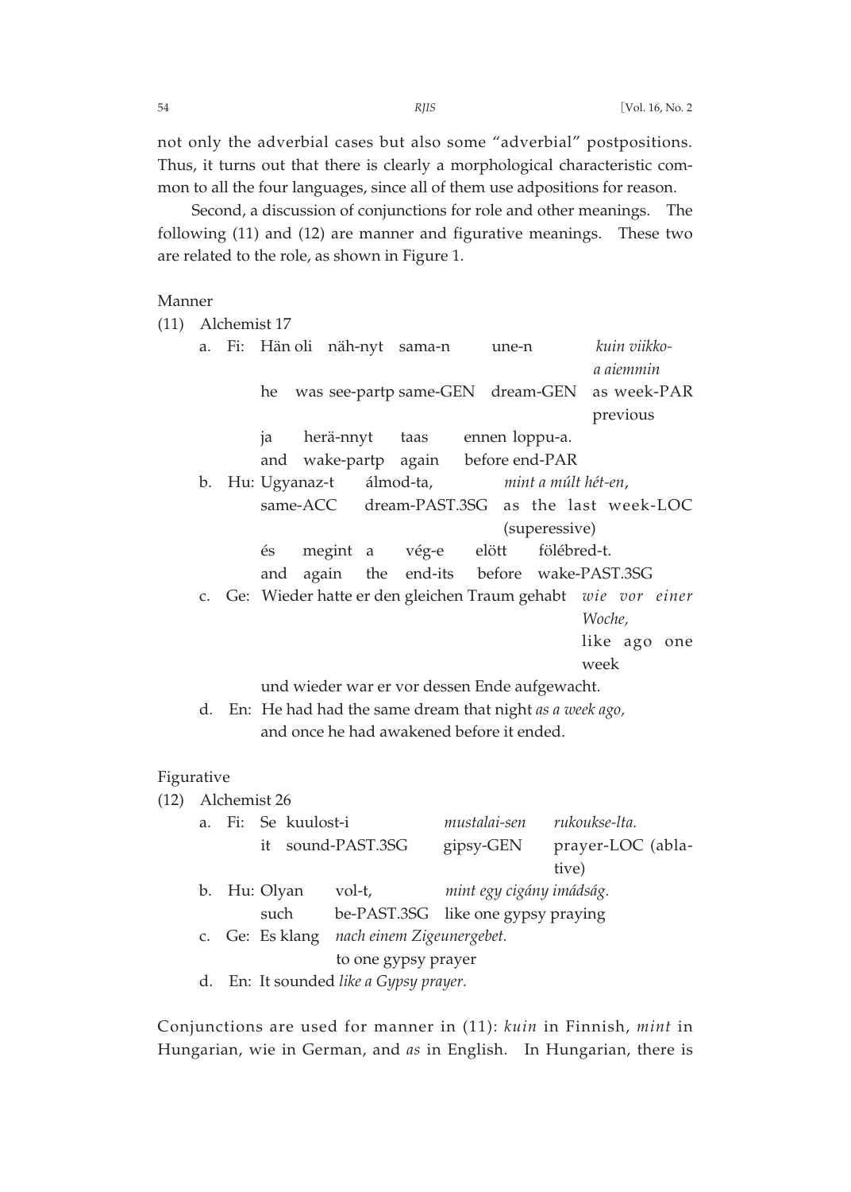not only the adverbial cases but also some "adverbial" postpositions. Thus, it turns out that there is clearly a morphological characteristic common to all the four languages, since all of them use adpositions for reason.

Second, a discussion of conjunctions for role and other meanings. The following (11) and (12) are manner and figurative meanings. These two are related to the role, as shown in Figure 1.

Manner

(11) Alchemist 17

a. Fi: Hän oli näh-nyt sama-n une-n *kuin viikko-a aiemmin*
he was see-partp same-GEN dream-GEN as week-PAR previous
ja herä-nnyt taas ennen loppu-a.
and wake-partp again before end-PAR

b. Hu: Ugyanaz-t álmod-ta, *mint a múlt hét-en*,
same-ACC dream-PAST.3SG as the last week-LOC (superessive)
és megint a vég-e elött fölébred-t.
and again the end-its before wake-PAST.3SG

c. Ge: Wieder hatte er den gleichen Traum gehabt *wie vor einer Woche,*
like ago one week
und wieder war er vor dessen Ende aufgewacht.

d. En: He had had the same dream that night *as a week ago,*
and once he had awakened before it ended.

Figurative

(12) Alchemist 26

a. Fi: Se kuulost-i *mustalai-sen rukoukse-lta.*
it sound-PAST.3SG gipsy-GEN prayer-LOC (ablative)

b. Hu: Olyan vol-t, *mint egy cigány imádság.*
such be-PAST.3SG like one gypsy praying

c. Ge: Es klang *nach einem Zigeunergebet.*
to one gypsy prayer

d. En: It sounded *like a Gypsy prayer.*

Conjunctions are used for manner in (11): *kuin* in Finnish, *mint* in Hungarian, wie in German, and *as* in English. In Hungarian, there is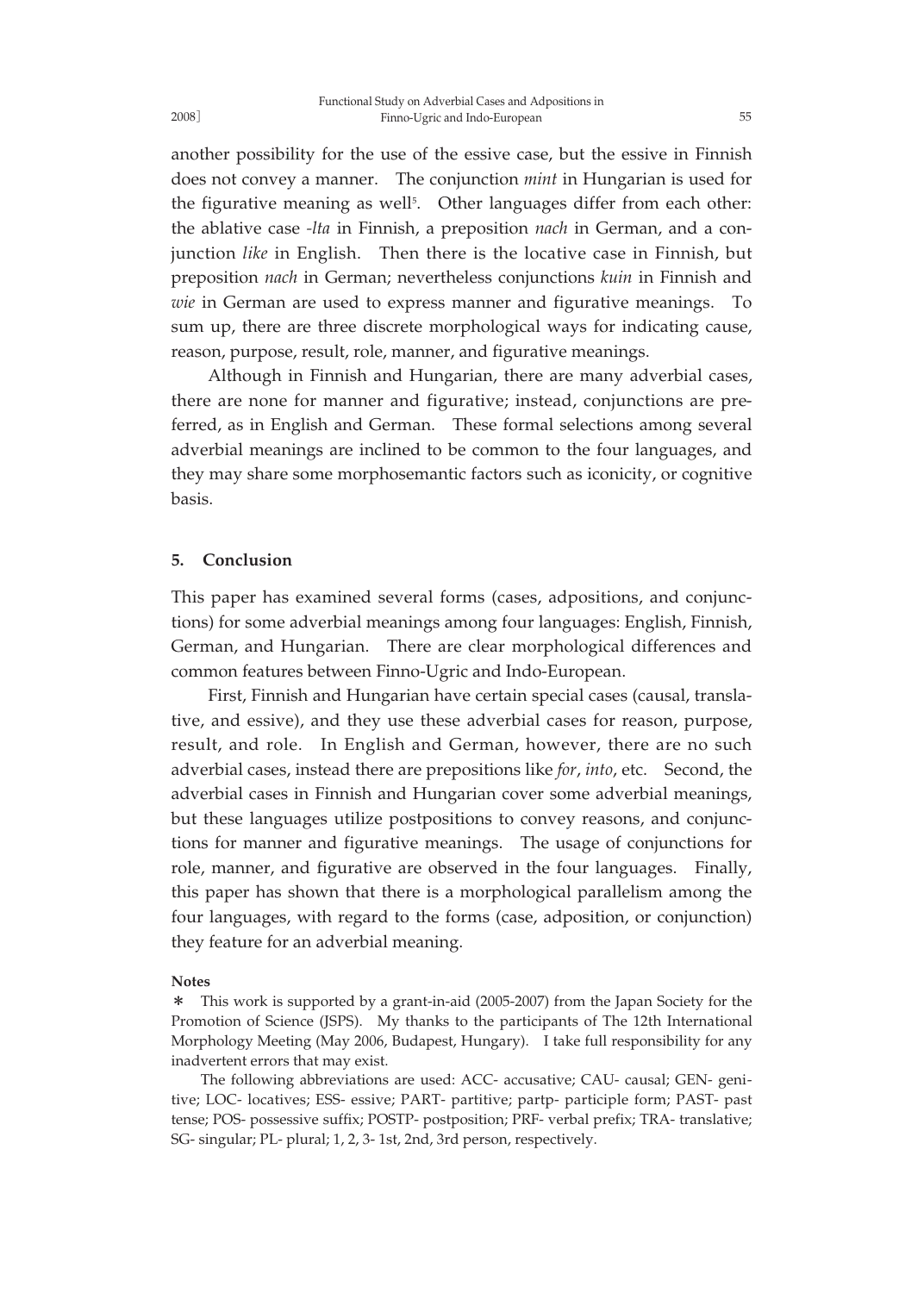another possibility for the use of the essive case, but the essive in Finnish does not convey a manner. The conjunction *mint* in Hungarian is used for the figurative meaning as well[5]. Other languages differ from each other: the ablative case *-lta* in Finnish, a preposition *nach* in German, and a conjunction *like* in English. Then there is the locative case in Finnish, but preposition *nach* in German; nevertheless conjunctions *kuin* in Finnish and *wie* in German are used to express manner and figurative meanings. To sum up, there are three discrete morphological ways for indicating cause, reason, purpose, result, role, manner, and figurative meanings.

Although in Finnish and Hungarian, there are many adverbial cases, there are none for manner and figurative; instead, conjunctions are preferred, as in English and German. These formal selections among several adverbial meanings are inclined to be common to the four languages, and they may share some morphosemantic factors such as iconicity, or cognitive basis.

## 5. Conclusion

This paper has examined several forms (cases, adpositions, and conjunctions) for some adverbial meanings among four languages: English, Finnish, German, and Hungarian. There are clear morphological differences and common features between Finno-Ugric and Indo-European.

First, Finnish and Hungarian have certain special cases (causal, translative, and essive), and they use these adverbial cases for reason, purpose, result, and role. In English and German, however, there are no such adverbial cases, instead there are prepositions like *for*, *into*, etc. Second, the adverbial cases in Finnish and Hungarian cover some adverbial meanings, but these languages utilize postpositions to convey reasons, and conjunctions for manner and figurative meanings. The usage of conjunctions for role, manner, and figurative are observed in the four languages. Finally, this paper has shown that there is a morphological parallelism among the four languages, with regard to the forms (case, adposition, or conjunction) they feature for an adverbial meaning.

**Notes**

* This work is supported by a grant-in-aid (2005-2007) from the Japan Society for the Promotion of Science (JSPS). My thanks to the participants of The 12th International Morphology Meeting (May 2006, Budapest, Hungary). I take full responsibility for any inadvertent errors that may exist.

The following abbreviations are used: ACC- accusative; CAU- causal; GEN- genitive; LOC- locatives; ESS- essive; PART- partitive; partp- participle form; PAST- past tense; POS- possessive suffix; POSTP- postposition; PRF- verbal prefix; TRA- translative; SG- singular; PL- plural; 1, 2, 3- 1st, 2nd, 3rd person, respectively.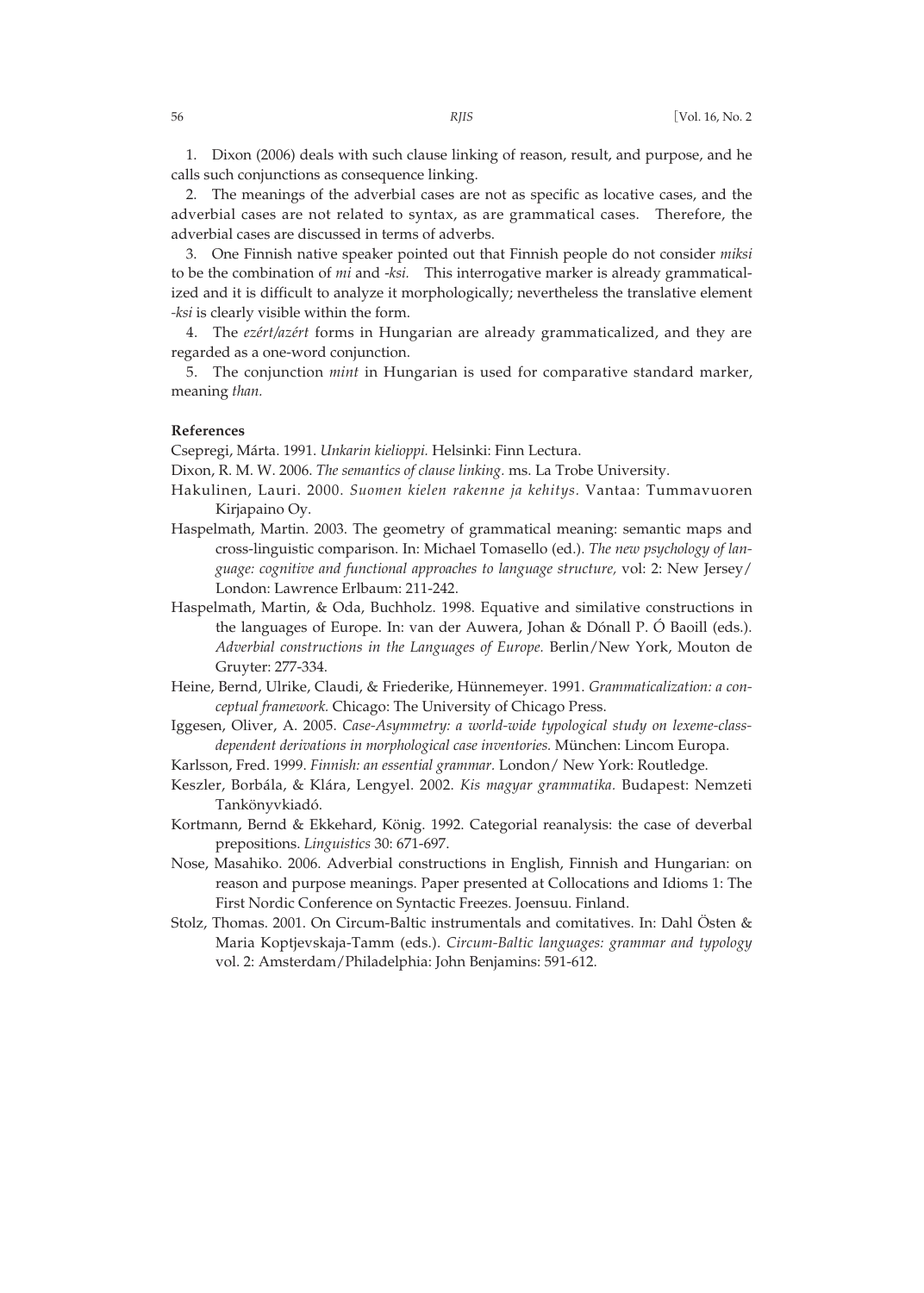1. Dixon (2006) deals with such clause linking of reason, result, and purpose, and he calls such conjunctions as consequence linking.

2. The meanings of the adverbial cases are not as specific as locative cases, and the adverbial cases are not related to syntax, as are grammatical cases. Therefore, the adverbial cases are discussed in terms of adverbs.

3. One Finnish native speaker pointed out that Finnish people do not consider *miksi* to be the combination of *mi* and *-ksi.* This interrogative marker is already grammaticalized and it is difficult to analyze it morphologically; nevertheless the translative element *-ksi* is clearly visible within the form.

4. The *ezért/azért* forms in Hungarian are already grammaticalized, and they are regarded as a one-word conjunction.

5. The conjunction *mint* in Hungarian is used for comparative standard marker, meaning *than.*

**References**

Csepregi, Márta. 1991. *Unkarin kielioppi.* Helsinki: Finn Lectura.

Dixon, R. M. W. 2006. *The semantics of clause linking.* ms. La Trobe University.

Hakulinen, Lauri. 2000. *Suomen kielen rakenne ja kehitys.* Vantaa: Tummavuoren Kirjapaino Oy.

Haspelmath, Martin. 2003. The geometry of grammatical meaning: semantic maps and cross-linguistic comparison. In: Michael Tomasello (ed.). *The new psychology of language: cognitive and functional approaches to language structure,* vol: 2: New Jersey/ London: Lawrence Erlbaum: 211-242.

Haspelmath, Martin, & Oda, Buchholz. 1998. Equative and similative constructions in the languages of Europe. In: van der Auwera, Johan & Dónall P. Ó Baoill (eds.). *Adverbial constructions in the Languages of Europe.* Berlin/New York, Mouton de Gruyter: 277-334.

Heine, Bernd, Ulrike, Claudi, & Friederike, Hünnemeyer. 1991. *Grammaticalization: a conceptual framework.* Chicago: The University of Chicago Press.

Iggesen, Oliver, A. 2005. *Case-Asymmetry: a world-wide typological study on lexeme-class-dependent derivations in morphological case inventories.* München: Lincom Europa.

Karlsson, Fred. 1999. *Finnish: an essential grammar.* London/ New York: Routledge.

Keszler, Borbála, & Klára, Lengyel. 2002. *Kis magyar grammatika.* Budapest: Nemzeti Tankönyvkiadó.

Kortmann, Bernd & Ekkehard, König. 1992. Categorial reanalysis: the case of deverbal prepositions. *Linguistics* 30: 671-697.

Nose, Masahiko. 2006. Adverbial constructions in English, Finnish and Hungarian: on reason and purpose meanings. Paper presented at Collocations and Idioms 1: The First Nordic Conference on Syntactic Freezes. Joensuu. Finland.

Stolz, Thomas. 2001. On Circum-Baltic instrumentals and comitatives. In: Dahl Östen & Maria Koptjevskaja-Tamm (eds.). *Circum-Baltic languages: grammar and typology* vol. 2: Amsterdam/Philadelphia: John Benjamins: 591-612.